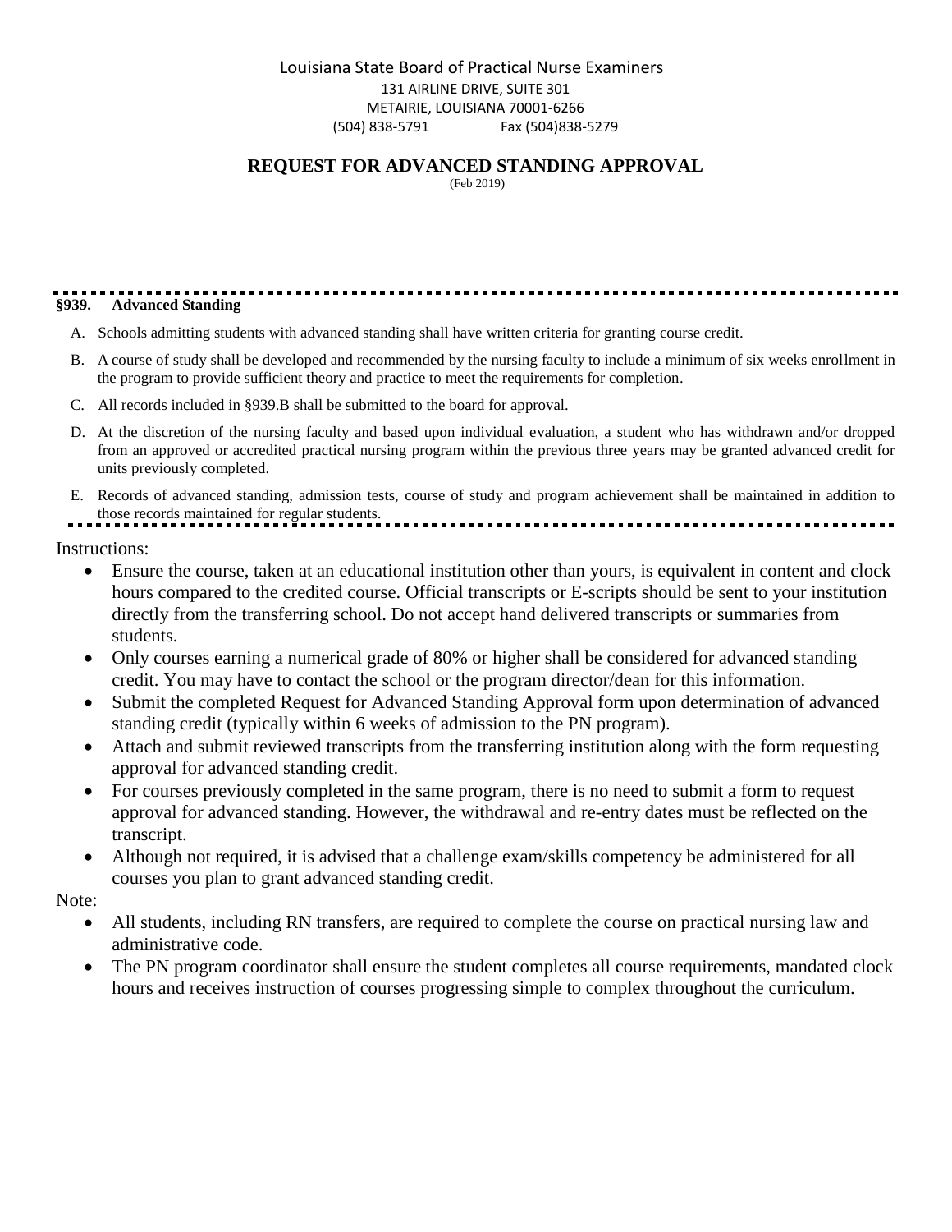Louisiana State Board of Practical Nurse Examiners
131 AIRLINE DRIVE, SUITE 301
METAIRIE, LOUISIANA 70001-6266
(504) 838-5791 Fax (504)838-5279

# REQUEST FOR ADVANCED STANDING APPROVAL

(Feb 2019)

---

**§939. Advanced Standing**

A. Schools admitting students with advanced standing shall have written criteria for granting course credit.

B. A course of study shall be developed and recommended by the nursing faculty to include a minimum of six weeks enrollment in the program to provide sufficient theory and practice to meet the requirements for completion.

C. All records included in §939.B shall be submitted to the board for approval.

D. At the discretion of the nursing faculty and based upon individual evaluation, a student who has withdrawn and/or dropped from an approved or accredited practical nursing program within the previous three years may be granted advanced credit for units previously completed.

E. Records of advanced standing, admission tests, course of study and program achievement shall be maintained in addition to those records maintained for regular students.

---

Instructions:

- Ensure the course, taken at an educational institution other than yours, is equivalent in content and clock hours compared to the credited course. Official transcripts or E-scripts should be sent to your institution directly from the transferring school. Do not accept hand delivered transcripts or summaries from students.
- Only courses earning a numerical grade of 80% or higher shall be considered for advanced standing credit. You may have to contact the school or the program director/dean for this information.
- Submit the completed Request for Advanced Standing Approval form upon determination of advanced standing credit (typically within 6 weeks of admission to the PN program).
- Attach and submit reviewed transcripts from the transferring institution along with the form requesting approval for advanced standing credit.
- For courses previously completed in the same program, there is no need to submit a form to request approval for advanced standing. However, the withdrawal and re-entry dates must be reflected on the transcript.
- Although not required, it is advised that a challenge exam/skills competency be administered for all courses you plan to grant advanced standing credit.

Note:

- All students, including RN transfers, are required to complete the course on practical nursing law and administrative code.
- The PN program coordinator shall ensure the student completes all course requirements, mandated clock hours and receives instruction of courses progressing simple to complex throughout the curriculum.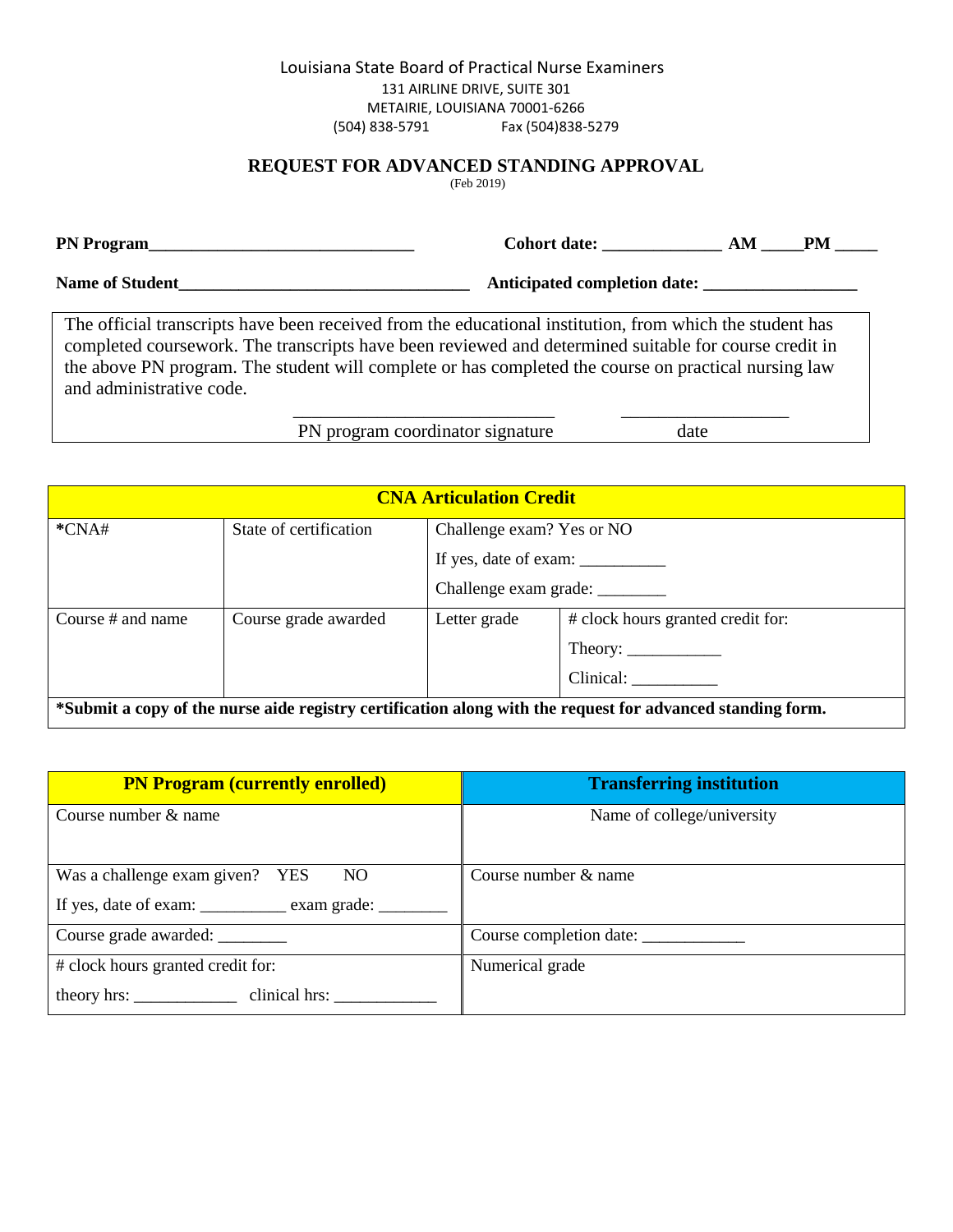Louisiana State Board of Practical Nurse Examiners
131 AIRLINE DRIVE, SUITE 301
METAIRIE, LOUISIANA 70001-6266
(504) 838-5791 Fax (504)838-5279

## REQUEST FOR ADVANCED STANDING APPROVAL

(Feb 2019)

**PN Program**______________________________ **Cohort date:** _____________ **AM** _____**PM** _____

**Name of Student**________________________________ **Anticipated completion date:** _________________

The official transcripts have been received from the educational institution, from which the student has completed coursework. The transcripts have been reviewed and determined suitable for course credit in the above PN program. The student will complete or has completed the course on practical nursing law and administrative code.

_____________________________ ___________________
PN program coordinator signature date

| **CNA Articulation Credit** | | | |
|---|---|---|---|
| **\***CNA# | State of certification | Challenge exam? Yes or NO<br>If yes, date of exam: __________<br>Challenge exam grade: ________ | |
| Course # and name | Course grade awarded | Letter grade | # clock hours granted credit for:<br>Theory: ___________<br>Clinical: __________ |
| **\*Submit a copy of the nurse aide registry certification along with the request for advanced standing form.** | | | |

| **PN Program (currently enrolled)** | **Transferring institution** |
|---|---|
| Course number & name | Name of college/university |
| Was a challenge exam given? YES NO<br>If yes, date of exam: __________ exam grade: ________ | Course number & name |
| Course grade awarded: ________ | Course completion date: ____________ |
| # clock hours granted credit for:<br>theory hrs: ____________ clinical hrs: ____________ | Numerical grade |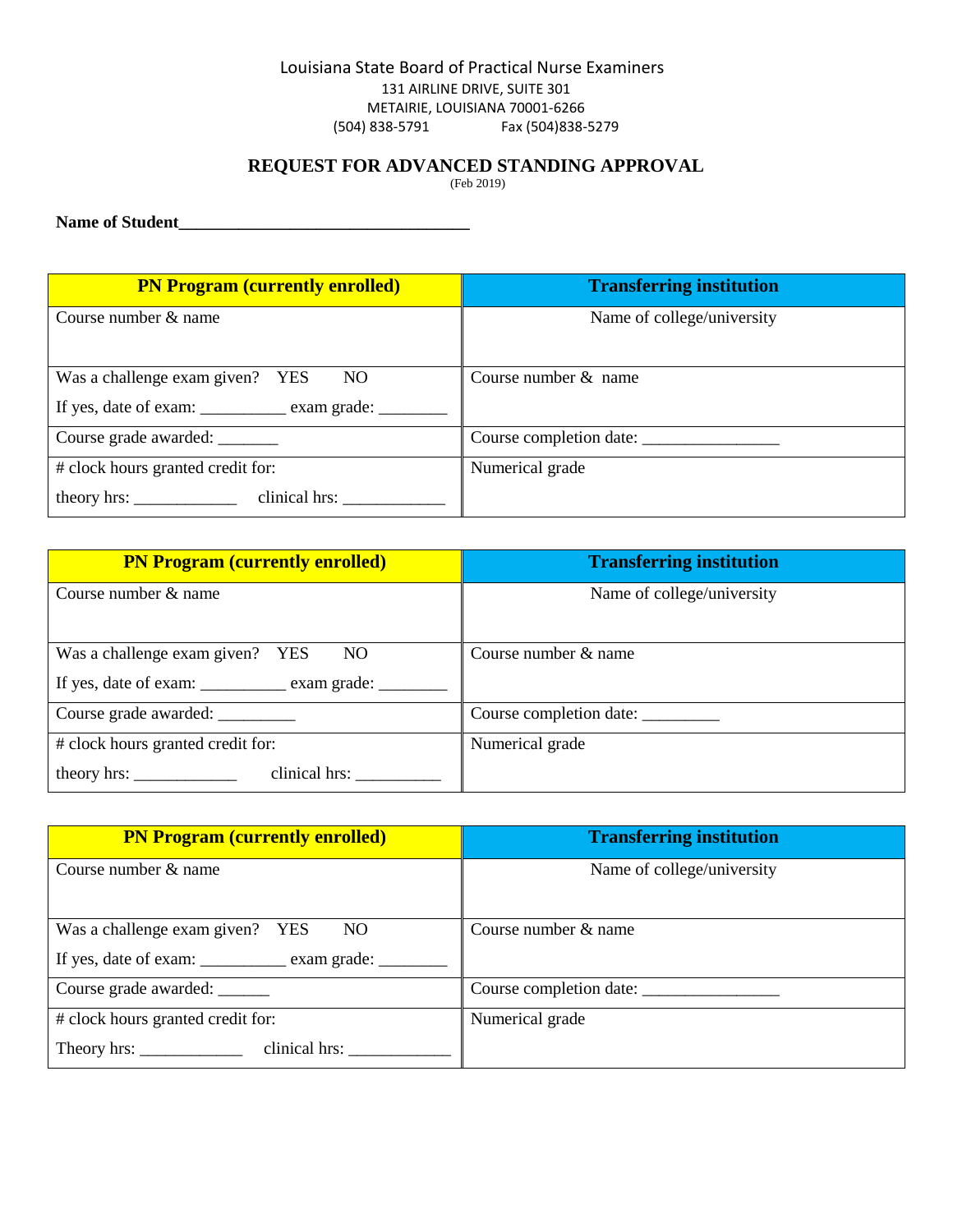Louisiana State Board of Practical Nurse Examiners
131 AIRLINE DRIVE, SUITE 301
METAIRIE, LOUISIANA 70001-6266
(504) 838-5791 Fax (504)838-5279

## REQUEST FOR ADVANCED STANDING APPROVAL

(Feb 2019)

**Name of Student**___________________________________

| PN Program (currently enrolled) | Transferring institution |
|---|---|
| Course number & name | Name of college/university |
| Was a challenge exam given? YES NO<br>If yes, date of exam: __________ exam grade: ________ | Course number & name |
| Course grade awarded: _______ | Course completion date: ________________ |
| # clock hours granted credit for:<br>theory hrs: ____________ clinical hrs: ____________ | Numerical grade |

| PN Program (currently enrolled) | Transferring institution |
|---|---|
| Course number & name | Name of college/university |
| Was a challenge exam given? YES NO<br>If yes, date of exam: __________ exam grade: ________ | Course number & name |
| Course grade awarded: _________ | Course completion date: _________ |
| # clock hours granted credit for:<br>theory hrs: ____________ clinical hrs: __________ | Numerical grade |

| PN Program (currently enrolled) | Transferring institution |
|---|---|
| Course number & name | Name of college/university |
| Was a challenge exam given? YES NO<br>If yes, date of exam: __________ exam grade: ________ | Course number & name |
| Course grade awarded: ______ | Course completion date: ________________ |
| # clock hours granted credit for:<br>Theory hrs: ____________ clinical hrs: ____________ | Numerical grade |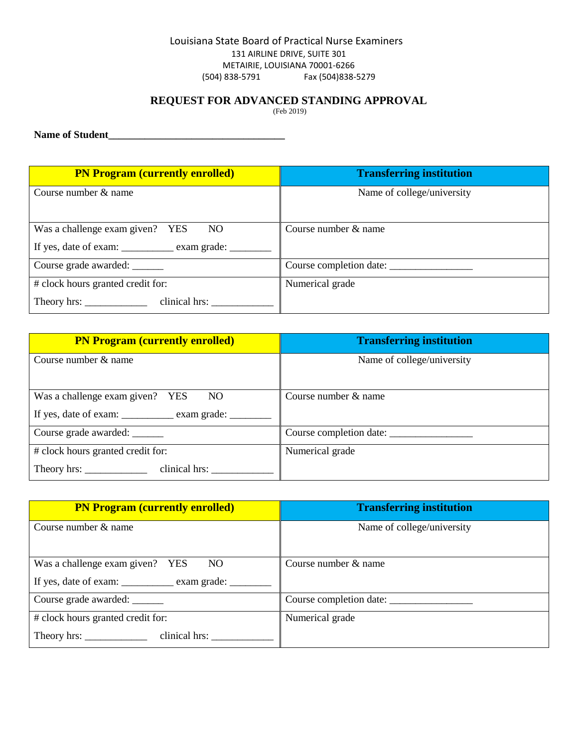Louisiana State Board of Practical Nurse Examiners
131 AIRLINE DRIVE, SUITE 301
METAIRIE, LOUISIANA 70001-6266
(504) 838-5791 Fax (504)838-5279

## REQUEST FOR ADVANCED STANDING APPROVAL

(Feb 2019)

**Name of Student**\_\_\_\_\_\_\_\_\_\_\_\_\_\_\_\_\_\_\_\_\_\_\_\_\_\_\_\_\_\_\_\_\_\_\_

| PN Program (currently enrolled) | Transferring institution |
|---|---|
| Course number & name | Name of college/university |
| Was a challenge exam given? YES NO<br>If yes, date of exam: __________ exam grade: ________ | Course number & name |
| Course grade awarded: ______ | Course completion date: ________________ |
| # clock hours granted credit for:<br>Theory hrs: ____________ clinical hrs: ____________ | Numerical grade |

| PN Program (currently enrolled) | Transferring institution |
|---|---|
| Course number & name | Name of college/university |
| Was a challenge exam given? YES NO<br>If yes, date of exam: __________ exam grade: ________ | Course number & name |
| Course grade awarded: ______ | Course completion date: ________________ |
| # clock hours granted credit for:<br>Theory hrs: ____________ clinical hrs: ____________ | Numerical grade |

| PN Program (currently enrolled) | Transferring institution |
|---|---|
| Course number & name | Name of college/university |
| Was a challenge exam given? YES NO<br>If yes, date of exam: __________ exam grade: ________ | Course number & name |
| Course grade awarded: ______ | Course completion date: ________________ |
| # clock hours granted credit for:<br>Theory hrs: ____________ clinical hrs: ____________ | Numerical grade |